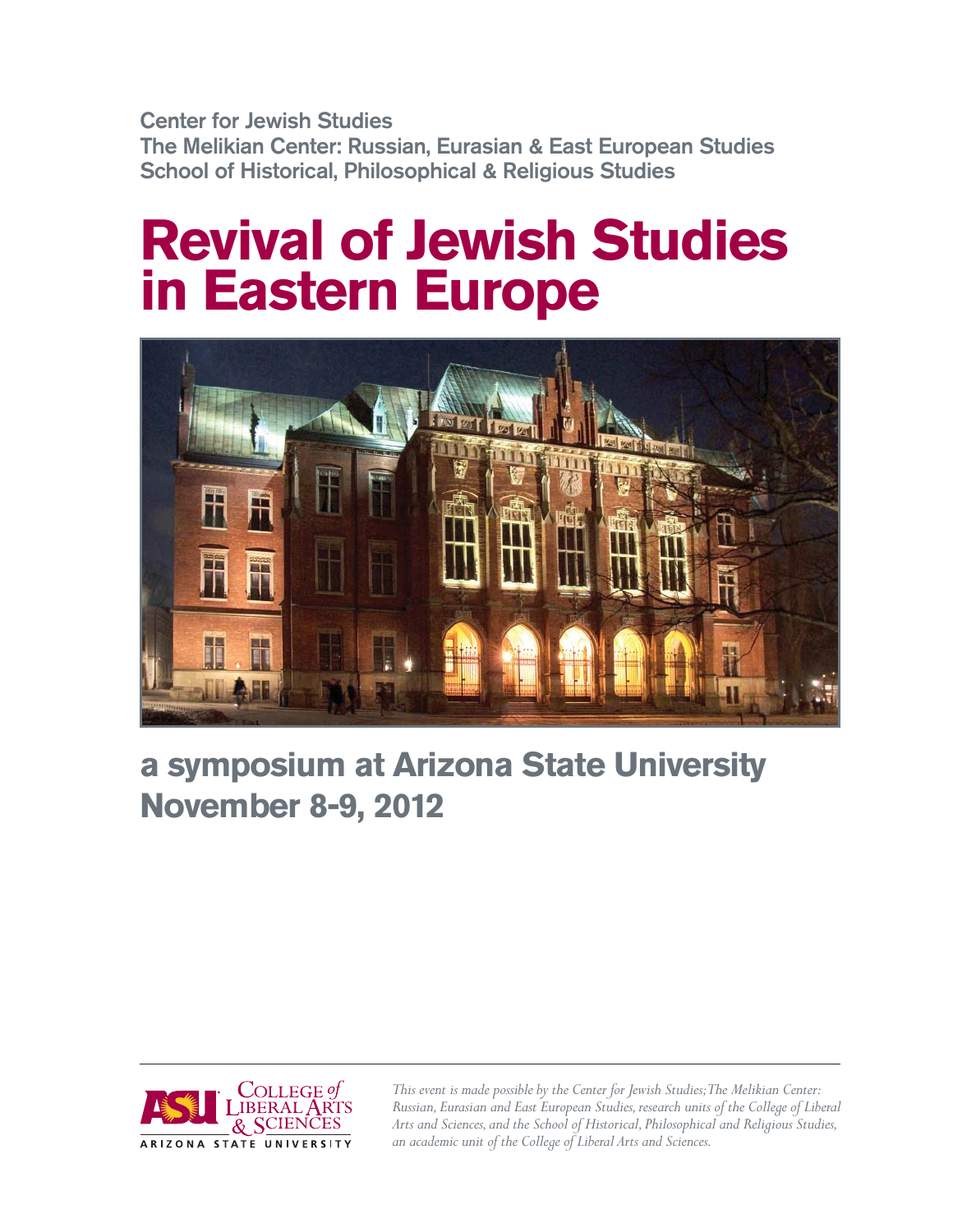Center for Jewish Studies
The Melikian Center: Russian, Eurasian & East European Studies
School of Historical, Philosophical & Religious Studies

# Revival of Jewish Studies in Eastern Europe

## a symposium at Arizona State University
## November 8-9, 2012

COLLEGE *of* LIBERAL ARTS & SCIENCES
ARIZONA STATE UNIVERSITY

*This event is made possible by the Center for Jewish Studies; The Melikian Center: Russian, Eurasian and East European Studies, research units of the College of Liberal Arts and Sciences, and the School of Historical, Philosophical and Religious Studies, an academic unit of the College of Liberal Arts and Sciences.*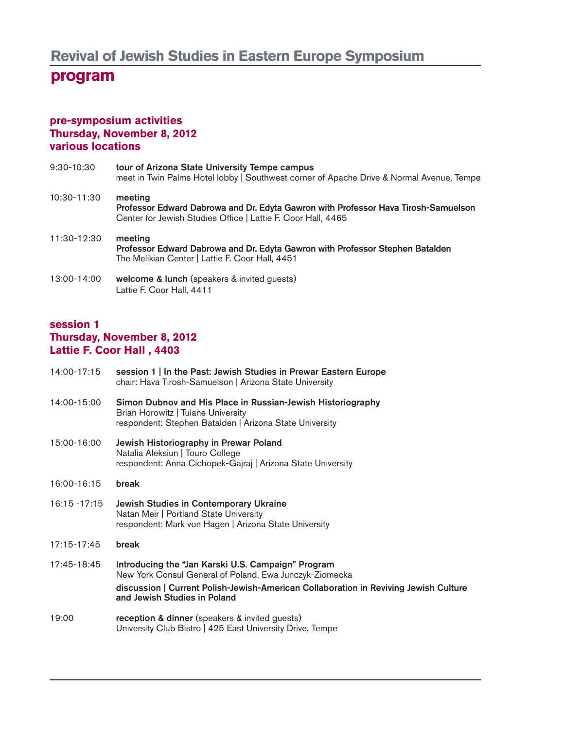# Revival of Jewish Studies in Eastern Europe Symposium

## program

### pre-symposium activities
### Thursday, November 8, 2012
### various locations

9:30-10:30 **tour of Arizona State University Tempe campus**
meet in Twin Palms Hotel lobby | Southwest corner of Apache Drive & Normal Avenue, Tempe

10:30-11:30 **meeting**
**Professor Edward Dabrowa and Dr. Edyta Gawron with Professor Hava Tirosh-Samuelson**
Center for Jewish Studies Office | Lattie F. Coor Hall, 4465

11:30-12:30 **meeting**
**Professor Edward Dabrowa and Dr. Edyta Gawron with Professor Stephen Batalden**
The Melikian Center | Lattie F. Coor Hall, 4451

13:00-14:00 **welcome & lunch** (speakers & invited guests)
Lattie F. Coor Hall, 4411

### session 1
### Thursday, November 8, 2012
### Lattie F. Coor Hall , 4403

14:00-17:15 **session 1 | In the Past: Jewish Studies in Prewar Eastern Europe**
chair: Hava Tirosh-Samuelson | Arizona State University

14:00-15:00 **Simon Dubnov and His Place in Russian-Jewish Historiography**
Brian Horowitz | Tulane University
respondent: Stephen Batalden | Arizona State University

15:00-16:00 **Jewish Historiography in Prewar Poland**
Natalia Aleksiun | Touro College
respondent: Anna Cichopek-Gajraj | Arizona State University

16:00-16:15 **break**

16:15 -17:15 **Jewish Studies in Contemporary Ukraine**
Natan Meir | Portland State University
respondent: Mark von Hagen | Arizona State University

17:15-17:45 **break**

17:45-18:45 **Introducing the "Jan Karski U.S. Campaign" Program**
New York Consul General of Poland, Ewa Junczyk-Ziomecka
**discussion | Current Polish-Jewish-American Collaboration in Reviving Jewish Culture and Jewish Studies in Poland**

19:00 **reception & dinner** (speakers & invited guests)
University Club Bistro | 425 East University Drive, Tempe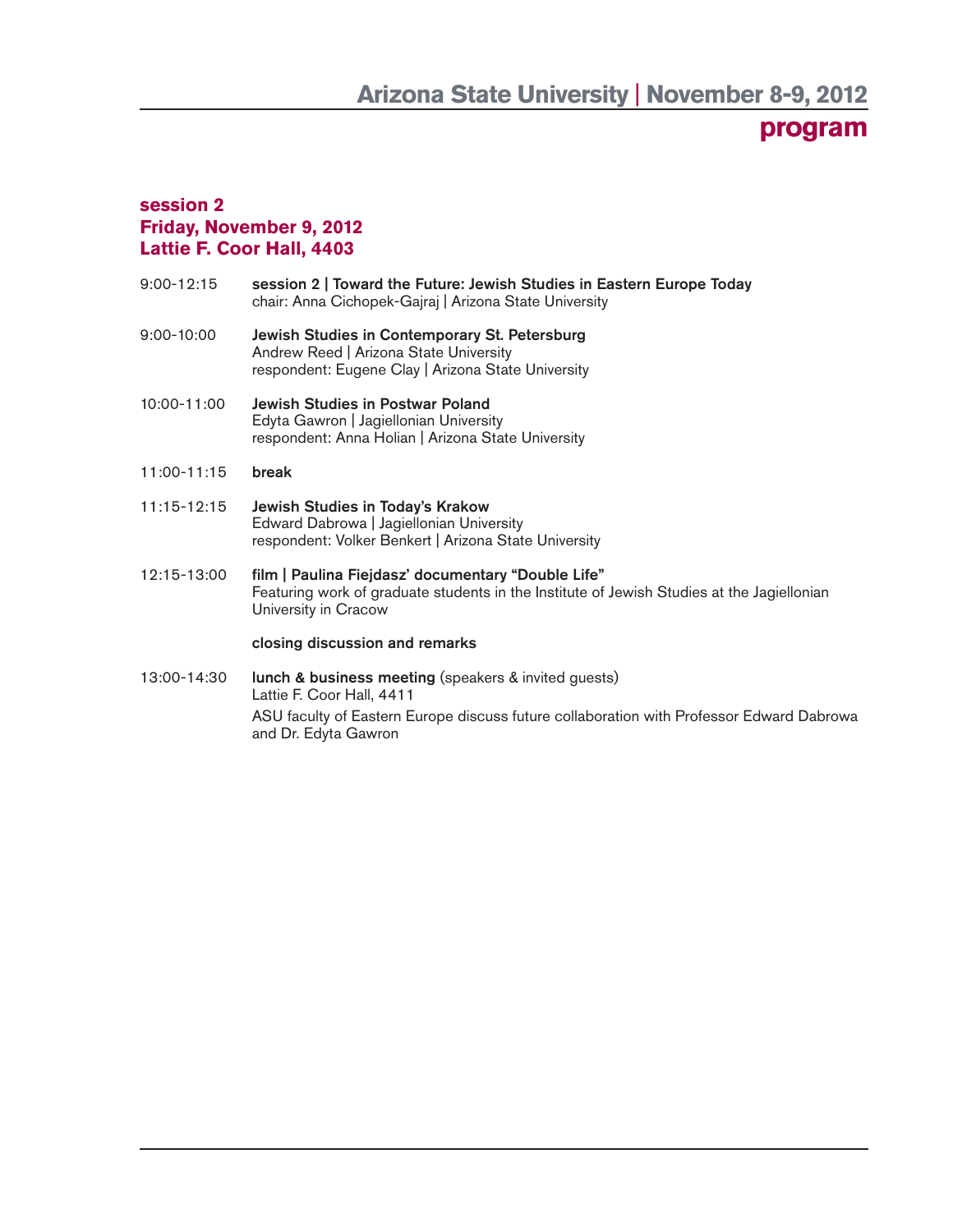# program

## session 2
## Friday, November 9, 2012
## Lattie F. Coor Hall, 4403

9:00-12:15 **session 2 | Toward the Future: Jewish Studies in Eastern Europe Today**
chair: Anna Cichopek-Gajraj | Arizona State University

9:00-10:00 **Jewish Studies in Contemporary St. Petersburg**
Andrew Reed | Arizona State University
respondent: Eugene Clay | Arizona State University

10:00-11:00 **Jewish Studies in Postwar Poland**
Edyta Gawron | Jagiellonian University
respondent: Anna Holian | Arizona State University

11:00-11:15 **break**

11:15-12:15 **Jewish Studies in Today's Krakow**
Edward Dabrowa | Jagiellonian University
respondent: Volker Benkert | Arizona State University

12:15-13:00 **film | Paulina Fiejdasz' documentary "Double Life"**
Featuring work of graduate students in the Institute of Jewish Studies at the Jagiellonian University in Cracow

**closing discussion and remarks**

13:00-14:30 **lunch & business meeting** (speakers & invited guests)
Lattie F. Coor Hall, 4411
ASU faculty of Eastern Europe discuss future collaboration with Professor Edward Dabrowa and Dr. Edyta Gawron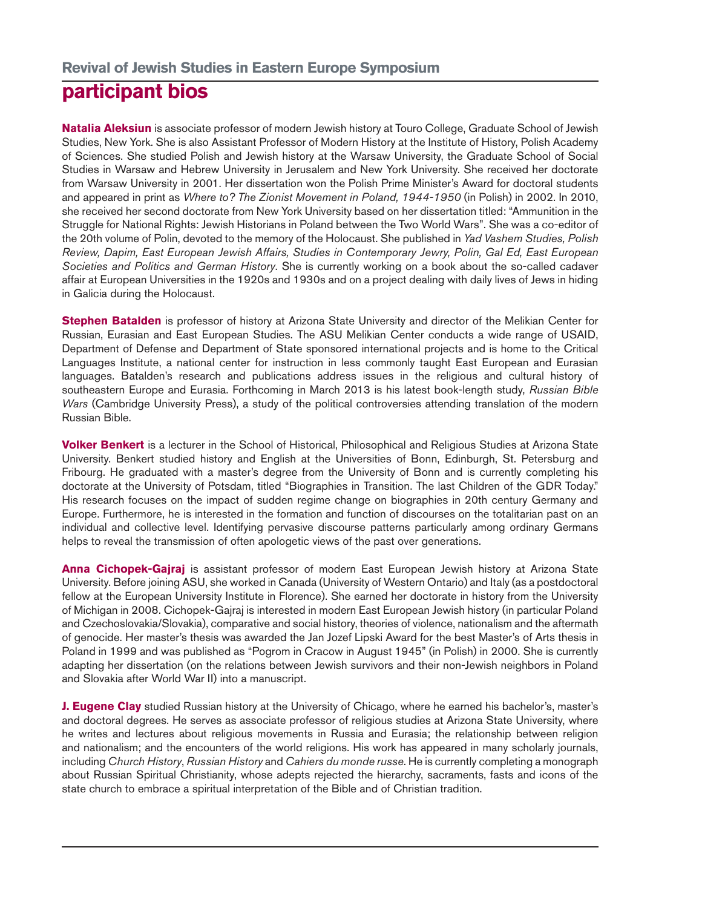## Revival of Jewish Studies in Eastern Europe Symposium

# participant bios

**Natalia Aleksiun** is associate professor of modern Jewish history at Touro College, Graduate School of Jewish Studies, New York. She is also Assistant Professor of Modern History at the Institute of History, Polish Academy of Sciences. She studied Polish and Jewish history at the Warsaw University, the Graduate School of Social Studies in Warsaw and Hebrew University in Jerusalem and New York University. She received her doctorate from Warsaw University in 2001. Her dissertation won the Polish Prime Minister's Award for doctoral students and appeared in print as *Where to? The Zionist Movement in Poland, 1944-1950* (in Polish) in 2002. In 2010, she received her second doctorate from New York University based on her dissertation titled: "Ammunition in the Struggle for National Rights: Jewish Historians in Poland between the Two World Wars". She was a co-editor of the 20th volume of Polin, devoted to the memory of the Holocaust. She published in *Yad Vashem Studies, Polish Review, Dapim, East European Jewish Affairs, Studies in Contemporary Jewry, Polin, Gal Ed, East European Societies and Politics and German History*. She is currently working on a book about the so-called cadaver affair at European Universities in the 1920s and 1930s and on a project dealing with daily lives of Jews in hiding in Galicia during the Holocaust.

**Stephen Batalden** is professor of history at Arizona State University and director of the Melikian Center for Russian, Eurasian and East European Studies. The ASU Melikian Center conducts a wide range of USAID, Department of Defense and Department of State sponsored international projects and is home to the Critical Languages Institute, a national center for instruction in less commonly taught East European and Eurasian languages. Batalden's research and publications address issues in the religious and cultural history of southeastern Europe and Eurasia. Forthcoming in March 2013 is his latest book-length study, *Russian Bible Wars* (Cambridge University Press), a study of the political controversies attending translation of the modern Russian Bible.

**Volker Benkert** is a lecturer in the School of Historical, Philosophical and Religious Studies at Arizona State University. Benkert studied history and English at the Universities of Bonn, Edinburgh, St. Petersburg and Fribourg. He graduated with a master's degree from the University of Bonn and is currently completing his doctorate at the University of Potsdam, titled "Biographies in Transition. The last Children of the GDR Today." His research focuses on the impact of sudden regime change on biographies in 20th century Germany and Europe. Furthermore, he is interested in the formation and function of discourses on the totalitarian past on an individual and collective level. Identifying pervasive discourse patterns particularly among ordinary Germans helps to reveal the transmission of often apologetic views of the past over generations.

**Anna Cichopek-Gajraj** is assistant professor of modern East European Jewish history at Arizona State University. Before joining ASU, she worked in Canada (University of Western Ontario) and Italy (as a postdoctoral fellow at the European University Institute in Florence). She earned her doctorate in history from the University of Michigan in 2008. Cichopek-Gajraj is interested in modern East European Jewish history (in particular Poland and Czechoslovakia/Slovakia), comparative and social history, theories of violence, nationalism and the aftermath of genocide. Her master's thesis was awarded the Jan Jozef Lipski Award for the best Master's of Arts thesis in Poland in 1999 and was published as "Pogrom in Cracow in August 1945" (in Polish) in 2000. She is currently adapting her dissertation (on the relations between Jewish survivors and their non-Jewish neighbors in Poland and Slovakia after World War II) into a manuscript.

**J. Eugene Clay** studied Russian history at the University of Chicago, where he earned his bachelor's, master's and doctoral degrees. He serves as associate professor of religious studies at Arizona State University, where he writes and lectures about religious movements in Russia and Eurasia; the relationship between religion and nationalism; and the encounters of the world religions. His work has appeared in many scholarly journals, including *Church History*, *Russian History* and *Cahiers du monde russe*. He is currently completing a monograph about Russian Spiritual Christianity, whose adepts rejected the hierarchy, sacraments, fasts and icons of the state church to embrace a spiritual interpretation of the Bible and of Christian tradition.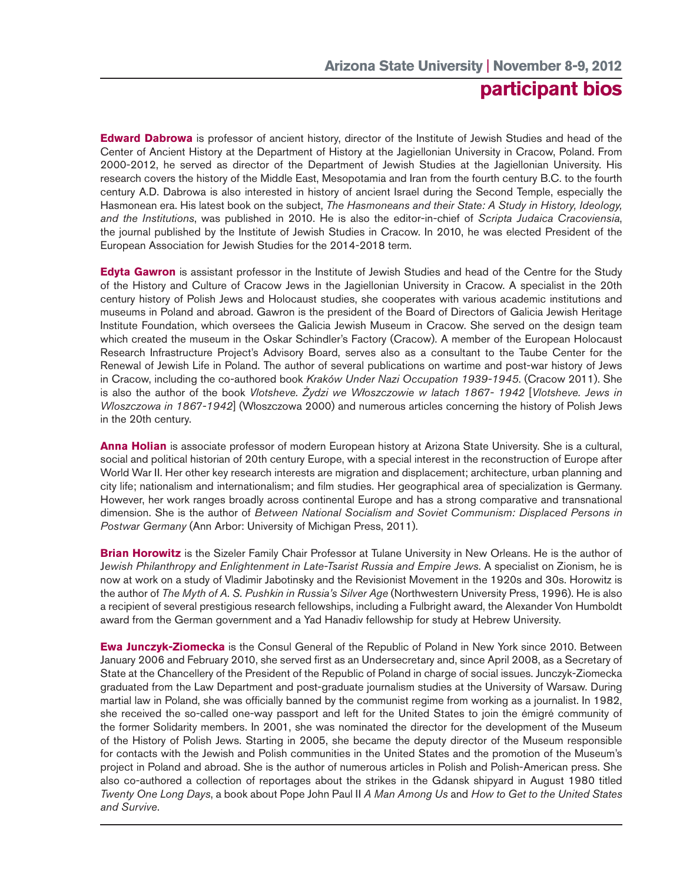## participant bios

**Edward Dabrowa** is professor of ancient history, director of the Institute of Jewish Studies and head of the Center of Ancient History at the Department of History at the Jagiellonian University in Cracow, Poland. From 2000-2012, he served as director of the Department of Jewish Studies at the Jagiellonian University. His research covers the history of the Middle East, Mesopotamia and Iran from the fourth century B.C. to the fourth century A.D. Dabrowa is also interested in history of ancient Israel during the Second Temple, especially the Hasmonean era. His latest book on the subject, *The Hasmoneans and their State: A Study in History, Ideology, and the Institutions*, was published in 2010. He is also the editor-in-chief of *Scripta Judaica Cracoviensia*, the journal published by the Institute of Jewish Studies in Cracow. In 2010, he was elected President of the European Association for Jewish Studies for the 2014-2018 term.

**Edyta Gawron** is assistant professor in the Institute of Jewish Studies and head of the Centre for the Study of the History and Culture of Cracow Jews in the Jagiellonian University in Cracow. A specialist in the 20th century history of Polish Jews and Holocaust studies, she cooperates with various academic institutions and museums in Poland and abroad. Gawron is the president of the Board of Directors of Galicia Jewish Heritage Institute Foundation, which oversees the Galicia Jewish Museum in Cracow. She served on the design team which created the museum in the Oskar Schindler's Factory (Cracow). A member of the European Holocaust Research Infrastructure Project's Advisory Board, serves also as a consultant to the Taube Center for the Renewal of Jewish Life in Poland. The author of several publications on wartime and post-war history of Jews in Cracow, including the co-authored book *Kraków Under Nazi Occupation 1939-1945*. (Cracow 2011). She is also the author of the book *Vlotsheve. Żydzi we Włoszczowie w latach 1867- 1942* [*Vlotsheve. Jews in Wloszczowa in 1867-1942*] (Włoszczowa 2000) and numerous articles concerning the history of Polish Jews in the 20th century.

**Anna Holian** is associate professor of modern European history at Arizona State University. She is a cultural, social and political historian of 20th century Europe, with a special interest in the reconstruction of Europe after World War II. Her other key research interests are migration and displacement; architecture, urban planning and city life; nationalism and internationalism; and film studies. Her geographical area of specialization is Germany. However, her work ranges broadly across continental Europe and has a strong comparative and transnational dimension. She is the author of *Between National Socialism and Soviet Communism: Displaced Persons in Postwar Germany* (Ann Arbor: University of Michigan Press, 2011).

**Brian Horowitz** is the Sizeler Family Chair Professor at Tulane University in New Orleans. He is the author of *Jewish Philanthropy and Enlightenment in Late-Tsarist Russia and Empire Jews*. A specialist on Zionism, he is now at work on a study of Vladimir Jabotinsky and the Revisionist Movement in the 1920s and 30s. Horowitz is the author of *The Myth of A. S. Pushkin in Russia's Silver Age* (Northwestern University Press, 1996). He is also a recipient of several prestigious research fellowships, including a Fulbright award, the Alexander Von Humboldt award from the German government and a Yad Hanadiv fellowship for study at Hebrew University.

**Ewa Junczyk-Ziomecka** is the Consul General of the Republic of Poland in New York since 2010. Between January 2006 and February 2010, she served first as an Undersecretary and, since April 2008, as a Secretary of State at the Chancellery of the President of the Republic of Poland in charge of social issues. Junczyk-Ziomecka graduated from the Law Department and post-graduate journalism studies at the University of Warsaw. During martial law in Poland, she was officially banned by the communist regime from working as a journalist. In 1982, she received the so-called one-way passport and left for the United States to join the émigré community of the former Solidarity members. In 2001, she was nominated the director for the development of the Museum of the History of Polish Jews. Starting in 2005, she became the deputy director of the Museum responsible for contacts with the Jewish and Polish communities in the United States and the promotion of the Museum's project in Poland and abroad. She is the author of numerous articles in Polish and Polish-American press. She also co-authored a collection of reportages about the strikes in the Gdansk shipyard in August 1980 titled *Twenty One Long Days*, a book about Pope John Paul II *A Man Among Us* and *How to Get to the United States and Survive*.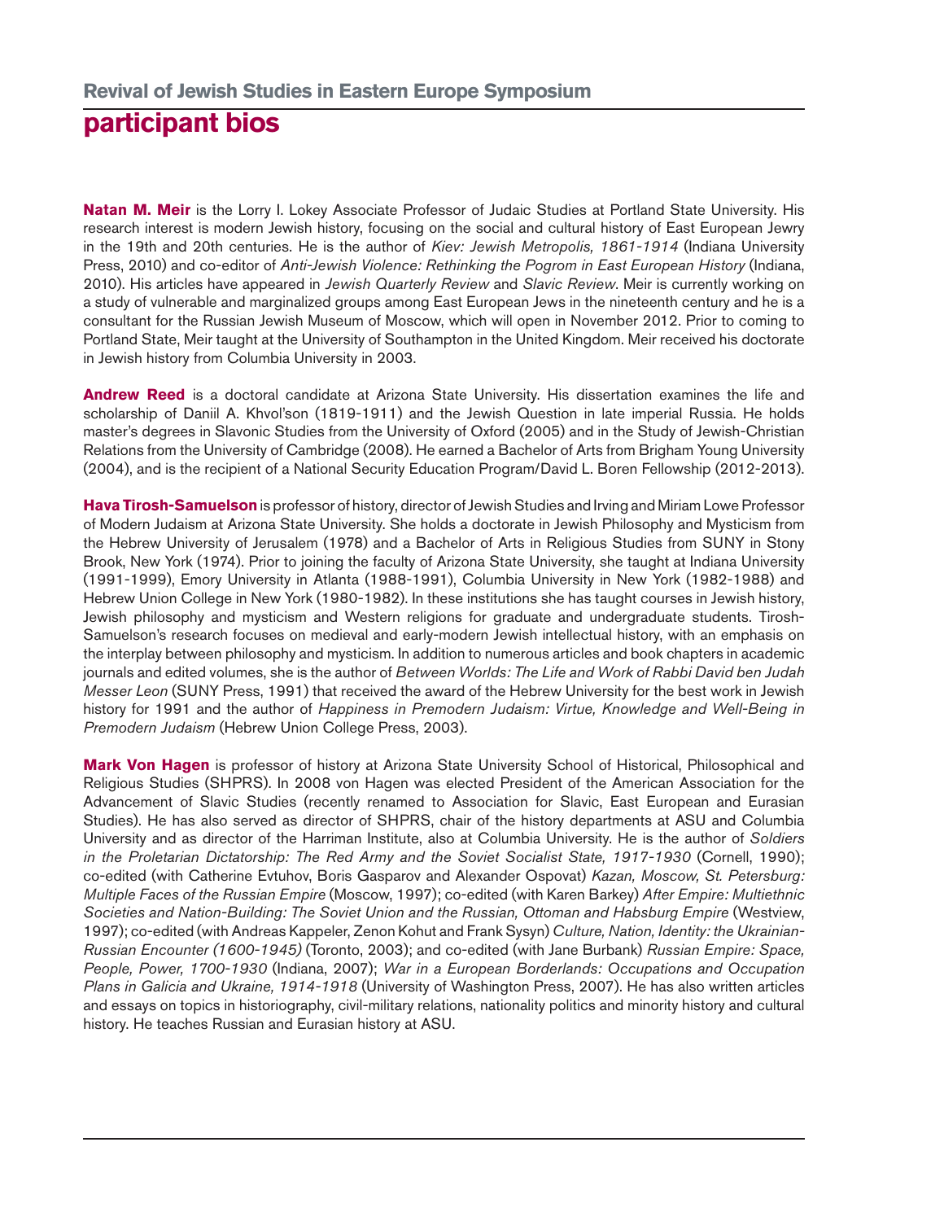## Revival of Jewish Studies in Eastern Europe Symposium

# participant bios

**Natan M. Meir** is the Lorry I. Lokey Associate Professor of Judaic Studies at Portland State University. His research interest is modern Jewish history, focusing on the social and cultural history of East European Jewry in the 19th and 20th centuries. He is the author of *Kiev: Jewish Metropolis, 1861-1914* (Indiana University Press, 2010) and co-editor of *Anti-Jewish Violence: Rethinking the Pogrom in East European History* (Indiana, 2010). His articles have appeared in *Jewish Quarterly Review* and *Slavic Review*. Meir is currently working on a study of vulnerable and marginalized groups among East European Jews in the nineteenth century and he is a consultant for the Russian Jewish Museum of Moscow, which will open in November 2012. Prior to coming to Portland State, Meir taught at the University of Southampton in the United Kingdom. Meir received his doctorate in Jewish history from Columbia University in 2003.

**Andrew Reed** is a doctoral candidate at Arizona State University. His dissertation examines the life and scholarship of Daniil A. Khvol'son (1819-1911) and the Jewish Question in late imperial Russia. He holds master's degrees in Slavonic Studies from the University of Oxford (2005) and in the Study of Jewish-Christian Relations from the University of Cambridge (2008). He earned a Bachelor of Arts from Brigham Young University (2004), and is the recipient of a National Security Education Program/David L. Boren Fellowship (2012-2013).

**Hava Tirosh-Samuelson** is professor of history, director of Jewish Studies and Irving and Miriam Lowe Professor of Modern Judaism at Arizona State University. She holds a doctorate in Jewish Philosophy and Mysticism from the Hebrew University of Jerusalem (1978) and a Bachelor of Arts in Religious Studies from SUNY in Stony Brook, New York (1974). Prior to joining the faculty of Arizona State University, she taught at Indiana University (1991-1999), Emory University in Atlanta (1988-1991), Columbia University in New York (1982-1988) and Hebrew Union College in New York (1980-1982). In these institutions she has taught courses in Jewish history, Jewish philosophy and mysticism and Western religions for graduate and undergraduate students. Tirosh-Samuelson's research focuses on medieval and early-modern Jewish intellectual history, with an emphasis on the interplay between philosophy and mysticism. In addition to numerous articles and book chapters in academic journals and edited volumes, she is the author of *Between Worlds: The Life and Work of Rabbi David ben Judah Messer Leon* (SUNY Press, 1991) that received the award of the Hebrew University for the best work in Jewish history for 1991 and the author of *Happiness in Premodern Judaism: Virtue, Knowledge and Well-Being in Premodern Judaism* (Hebrew Union College Press, 2003).

**Mark Von Hagen** is professor of history at Arizona State University School of Historical, Philosophical and Religious Studies (SHPRS). In 2008 von Hagen was elected President of the American Association for the Advancement of Slavic Studies (recently renamed to Association for Slavic, East European and Eurasian Studies). He has also served as director of SHPRS, chair of the history departments at ASU and Columbia University and as director of the Harriman Institute, also at Columbia University. He is the author of *Soldiers in the Proletarian Dictatorship: The Red Army and the Soviet Socialist State, 1917-1930* (Cornell, 1990); co-edited (with Catherine Evtuhov, Boris Gasparov and Alexander Ospovat) *Kazan, Moscow, St. Petersburg: Multiple Faces of the Russian Empire* (Moscow, 1997); co-edited (with Karen Barkey) *After Empire: Multiethnic Societies and Nation-Building: The Soviet Union and the Russian, Ottoman and Habsburg Empire* (Westview, 1997); co-edited (with Andreas Kappeler, Zenon Kohut and Frank Sysyn) *Culture, Nation, Identity: the Ukrainian-Russian Encounter (1600-1945)* (Toronto, 2003); and co-edited (with Jane Burbank) *Russian Empire: Space, People, Power, 1700-1930* (Indiana, 2007); *War in a European Borderlands: Occupations and Occupation Plans in Galicia and Ukraine, 1914-1918* (University of Washington Press, 2007). He has also written articles and essays on topics in historiography, civil-military relations, nationality politics and minority history and cultural history. He teaches Russian and Eurasian history at ASU.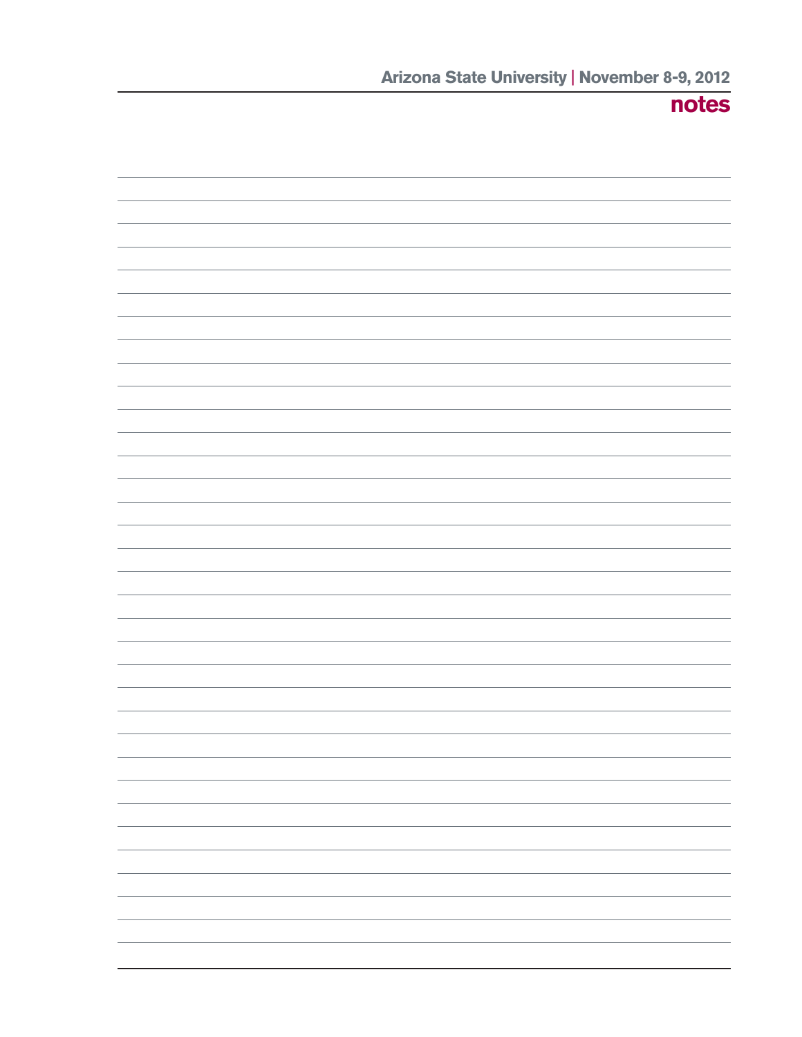# notes